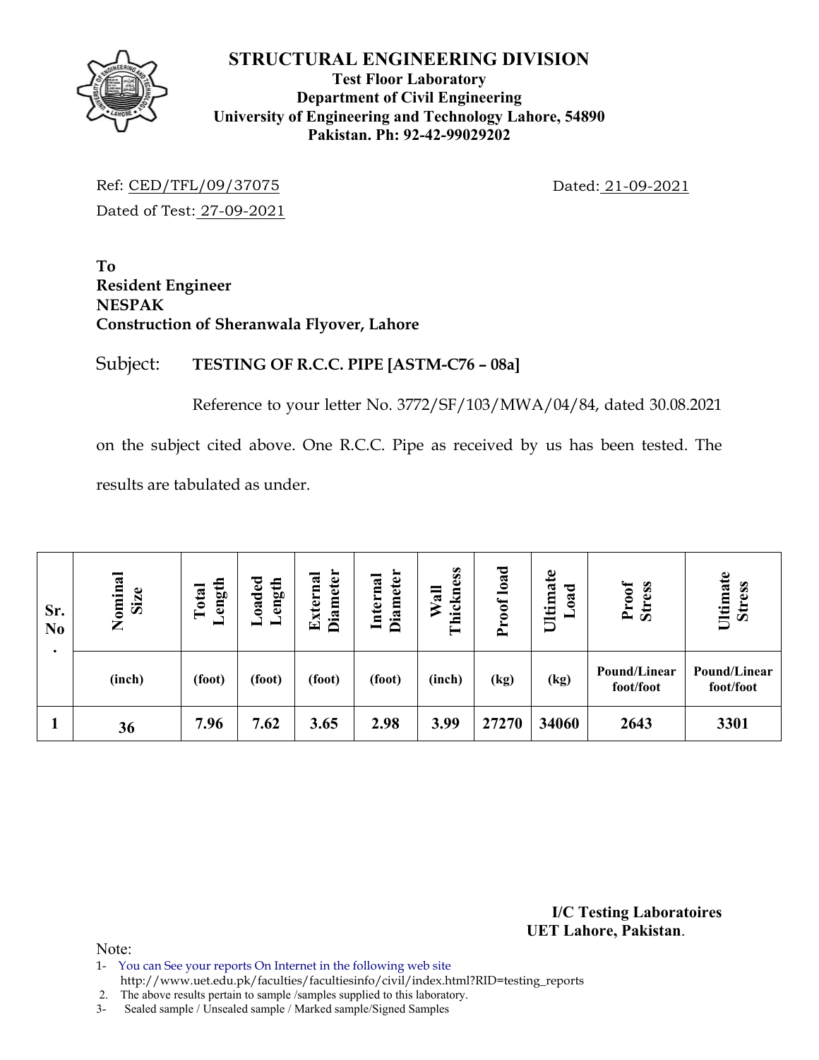# STRUCTURAL ENGINEERING DIVISION

**Test Floor Laboratory**
**Department of Civil Engineering**
**University of Engineering and Technology Lahore, 54890**
**Pakistan. Ph: 92-42-99029202**

Ref: CED/TFL/09/37075 Dated: 21-09-2021

Dated of Test: 27-09-2021

**To**
**Resident Engineer**
**NESPAK**
**Construction of Sheranwala Flyover, Lahore**

Subject: **TESTING OF R.C.C. PIPE [ASTM-C76 – 08a]**

Reference to your letter No. 3772/SF/103/MWA/04/84, dated 30.08.2021 on the subject cited above. One R.C.C. Pipe as received by us has been tested. The results are tabulated as under.

| Sr. No. | Nominal Size | Total Length | Loaded Length | External Diameter | Internal Diameter | Wall Thickness | Proof load | Ultimate Load | Proof Stress | Ultimate Stress |
|---|---|---|---|---|---|---|---|---|---|---|
| | (inch) | (foot) | (foot) | (foot) | (foot) | (inch) | (kg) | (kg) | Pound/Linear foot/foot | Pound/Linear foot/foot |
| 1 | 36 | 7.96 | 7.62 | 3.65 | 2.98 | 3.99 | 27270 | 34060 | 2643 | 3301 |

**I/C Testing Laboratoires**
**UET Lahore, Pakistan**.

Note:
1- You can See your reports On Internet in the following web site http://www.uet.edu.pk/faculties/facultiesinfo/civil/index.html?RID=testing_reports
2. The above results pertain to sample /samples supplied to this laboratory.
3- Sealed sample / Unsealed sample / Marked sample/Signed Samples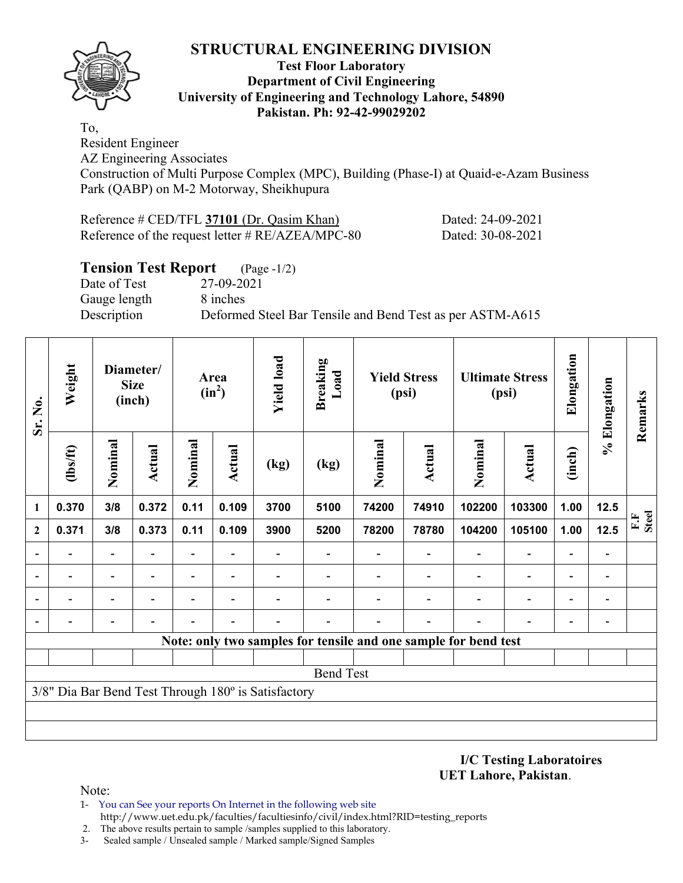# STRUCTURAL ENGINEERING DIVISION

**Test Floor Laboratory**
**Department of Civil Engineering**
**University of Engineering and Technology Lahore, 54890**
**Pakistan. Ph: 92-42-99029202**

To,
Resident Engineer
AZ Engineering Associates
Construction of Multi Purpose Complex (MPC), Building (Phase-I) at Quaid-e-Azam Business Park (QABP) on M-2 Motorway, Sheikhupura

Reference # CED/TFL **37101** (Dr. Qasim Khan) Dated: 24-09-2021
Reference of the request letter # RE/AZEA/MPC-80 Dated: 30-08-2021

## Tension Test Report (Page -1/2)

Date of Test 27-09-2021
Gauge length 8 inches
Description Deformed Steel Bar Tensile and Bend Test as per ASTM-A615

| Sr. No. | Weight | Diameter/ Size (inch) | | Area ($in^2$) | | Yield load | Breaking Load | Yield Stress (psi) | | Ultimate Stress (psi) | | Elongation | % Elongation | Remarks |
|---|---|---|---|---|---|---|---|---|---|---|---|---|---|---|
| | (lbs/ft) | Nominal | Actual | Nominal | Actual | (kg) | (kg) | Nominal | Actual | Nominal | Actual | (inch) | | |
| 1 | 0.370 | 3/8 | 0.372 | 0.11 | 0.109 | 3700 | 5100 | 74200 | 74910 | 102200 | 103300 | 1.00 | 12.5 | F.F Steel |
| 2 | 0.371 | 3/8 | 0.373 | 0.11 | 0.109 | 3900 | 5200 | 78200 | 78780 | 104200 | 105100 | 1.00 | 12.5 | |
| - | - | - | - | - | - | - | - | - | - | - | - | - | - | |
| - | - | - | - | - | - | - | - | - | - | - | - | - | - | |
| - | - | - | - | - | - | - | - | - | - | - | - | - | - | |
| - | - | - | - | - | - | - | - | - | - | - | - | - | - | |

**Note: only two samples for tensile and one sample for bend test**

Bend Test

3/8" Dia Bar Bend Test Through 180º is Satisfactory

**I/C Testing Laboratoires**
**UET Lahore, Pakistan**.

Note:

1- You can See your reports On Internet in the following web site
http://www.uet.edu.pk/faculties/facultiesinfo/civil/index.html?RID=testing_reports
2. The above results pertain to sample /samples supplied to this laboratory.
3- Sealed sample / Unsealed sample / Marked sample/Signed Samples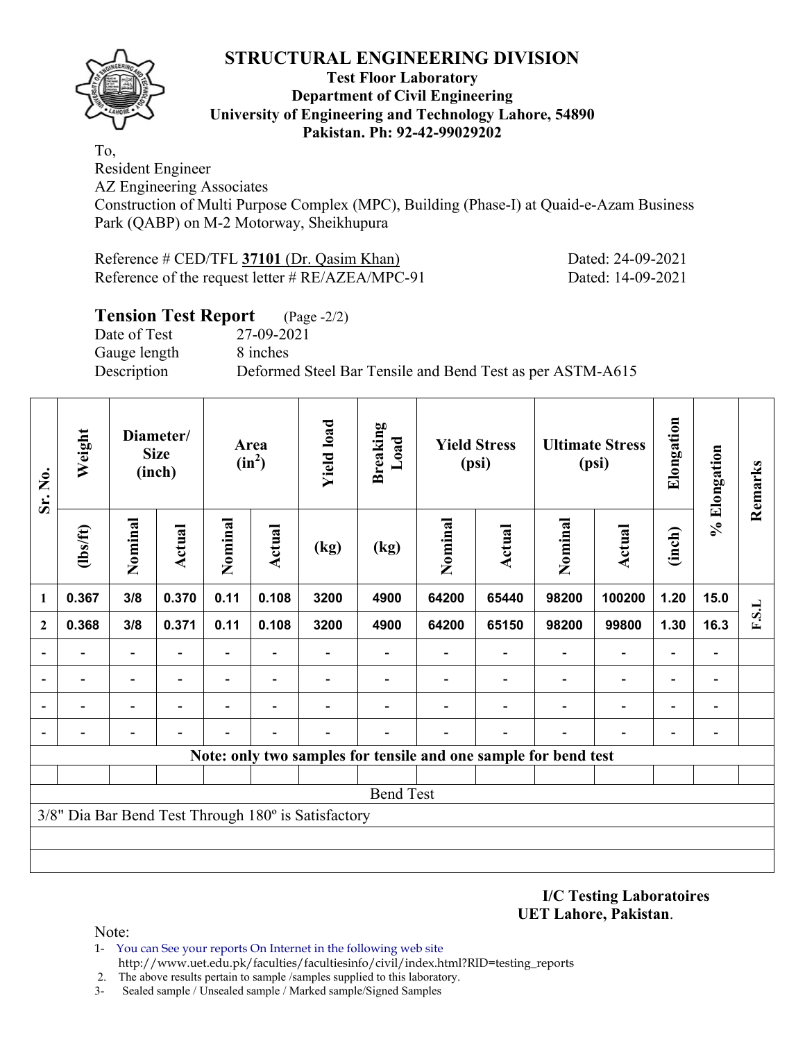# STRUCTURAL ENGINEERING DIVISION

**Test Floor Laboratory**
**Department of Civil Engineering**
**University of Engineering and Technology Lahore, 54890**
**Pakistan. Ph: 92-42-99029202**

To,
Resident Engineer
AZ Engineering Associates
Construction of Multi Purpose Complex (MPC), Building (Phase-I) at Quaid-e-Azam Business Park (QABP) on M-2 Motorway, Sheikhupura

Reference # CED/TFL **37101** (Dr. Qasim Khan) Dated: 24-09-2021
Reference of the request letter # RE/AZEA/MPC-91 Dated: 14-09-2021

## Tension Test Report (Page -2/2)

Date of Test 27-09-2021
Gauge length 8 inches
Description Deformed Steel Bar Tensile and Bend Test as per ASTM-A615

| Sr. No. | Weight | Diameter/ Size (inch) | | Area ($in^2$) | | Yield load | Breaking Load | Yield Stress (psi) | | Ultimate Stress (psi) | | Elongation | % Elongation | Remarks |
|---|---|---|---|---|---|---|---|---|---|---|---|---|---|---|
| | (lbs/ft) | Nominal | Actual | Nominal | Actual | (kg) | (kg) | Nominal | Actual | Nominal | Actual | (inch) | | |
| 1 | 0.367 | 3/8 | 0.370 | 0.11 | 0.108 | 3200 | 4900 | 64200 | 65440 | 98200 | 100200 | 1.20 | 15.0 | F.S.L |
| 2 | 0.368 | 3/8 | 0.371 | 0.11 | 0.108 | 3200 | 4900 | 64200 | 65150 | 98200 | 99800 | 1.30 | 16.3 | |
| - | - | - | - | - | - | - | - | - | - | - | - | - | - | |
| - | - | - | - | - | - | - | - | - | - | - | - | - | - | |
| - | - | - | - | - | - | - | - | - | - | - | - | - | - | |
| - | - | - | - | - | - | - | - | - | - | - | - | - | - | |

**Note: only two samples for tensile and one sample for bend test**

Bend Test

3/8" Dia Bar Bend Test Through 180º is Satisfactory

**I/C Testing Laboratoires**
**UET Lahore, Pakistan**.

Note:
1- You can See your reports On Internet in the following web site
http://www.uet.edu.pk/faculties/facultiesinfo/civil/index.html?RID=testing_reports
2. The above results pertain to sample /samples supplied to this laboratory.
3- Sealed sample / Unsealed sample / Marked sample/Signed Samples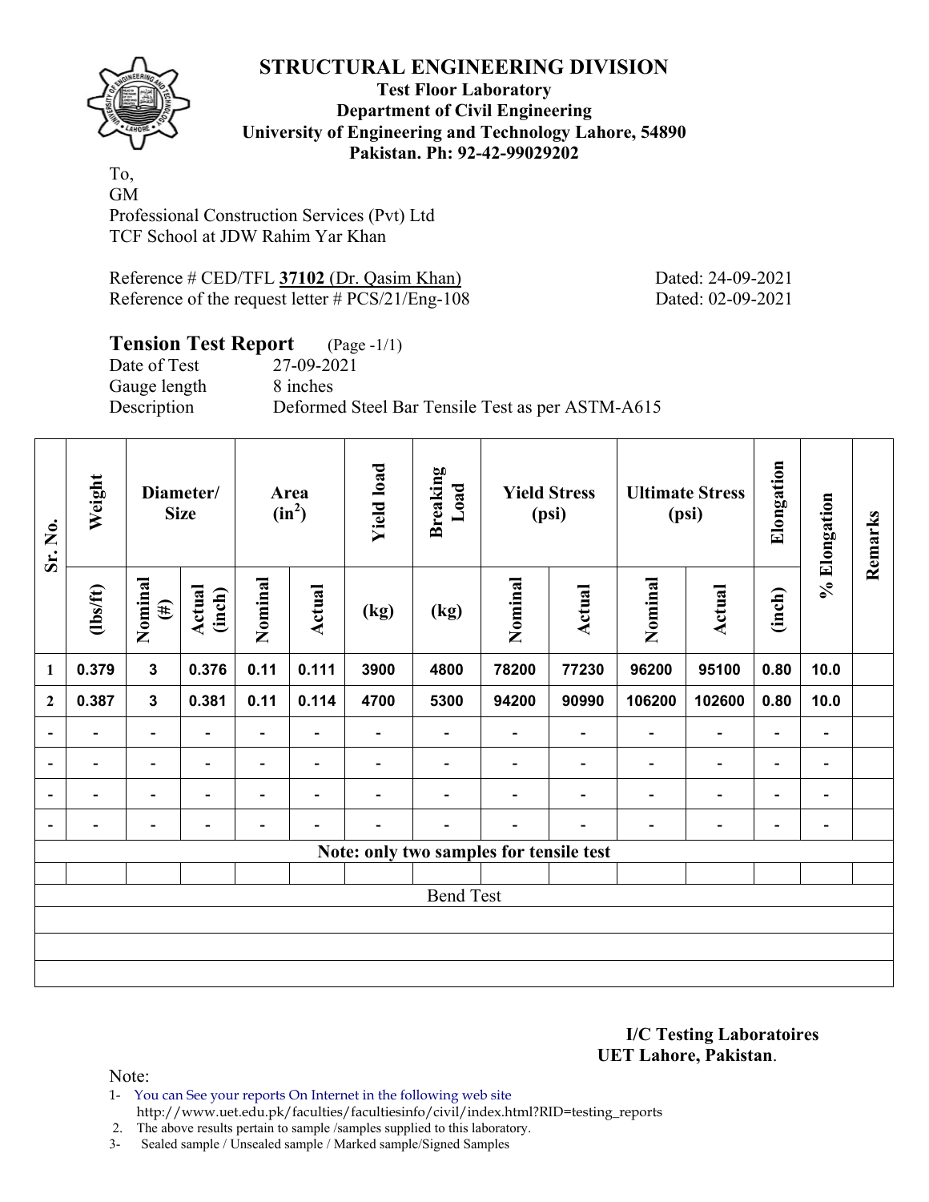# STRUCTURAL ENGINEERING DIVISION

**Test Floor Laboratory**
**Department of Civil Engineering**
**University of Engineering and Technology Lahore, 54890**
**Pakistan. Ph: 92-42-99029202**

To,
GM
Professional Construction Services (Pvt) Ltd
TCF School at JDW Rahim Yar Khan

Reference # CED/TFL **37102** (Dr. Qasim Khan) Dated: 24-09-2021
Reference of the request letter # PCS/21/Eng-108 Dated: 02-09-2021

## Tension Test Report (Page -1/1)

Date of Test 27-09-2021
Gauge length 8 inches
Description Deformed Steel Bar Tensile Test as per ASTM-A615

| Sr. No. | Weight | Diameter/ Size | | Area ($in^2$) | | Yield load | Breaking Load | Yield Stress (psi) | | Ultimate Stress (psi) | | Elongation | % Elongation | Remarks |
|---|---|---|---|---|---|---|---|---|---|---|---|---|---|---|
| | (lbs/ft) | Nominal (#) | Actual (inch) | Nominal | Actual | (kg) | (kg) | Nominal | Actual | Nominal | Actual | (inch) | | |
| 1 | 0.379 | 3 | 0.376 | 0.11 | 0.111 | 3900 | 4800 | 78200 | 77230 | 96200 | 95100 | 0.80 | 10.0 | |
| 2 | 0.387 | 3 | 0.381 | 0.11 | 0.114 | 4700 | 5300 | 94200 | 90990 | 106200 | 102600 | 0.80 | 10.0 | |
| - | - | - | - | - | - | - | - | - | - | - | - | - | - | |
| - | - | - | - | - | - | - | - | - | - | - | - | - | - | |
| - | - | - | - | - | - | - | - | - | - | - | - | - | - | |
| - | - | - | - | - | - | - | - | - | - | - | - | - | - | |
| Note: only two samples for tensile test | | | | | | | | | | | | | | |
| | | | | | | | | | | | | | | |
| Bend Test | | | | | | | | | | | | | | |
| | | | | | | | | | | | | | | |
| | | | | | | | | | | | | | | |
| | | | | | | | | | | | | | | |

**I/C Testing Laboratoires**
**UET Lahore, Pakistan**.

Note:

1- You can See your reports On Internet in the following web site
http://www.uet.edu.pk/faculties/facultiesinfo/civil/index.html?RID=testing_reports

2. The above results pertain to sample /samples supplied to this laboratory.

3- Sealed sample / Unsealed sample / Marked sample/Signed Samples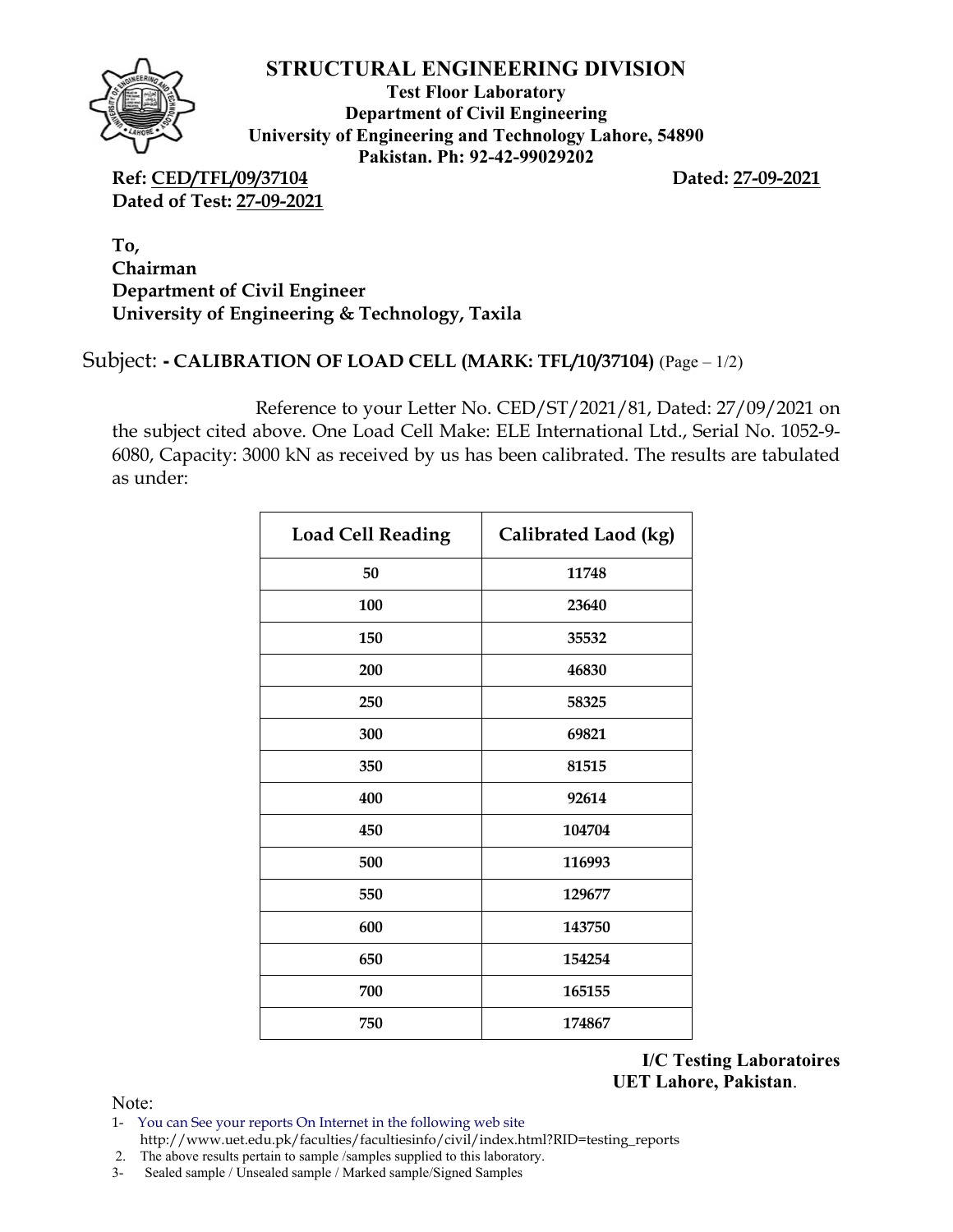# STRUCTURAL ENGINEERING DIVISION

**Test Floor Laboratory**
**Department of Civil Engineering**
**University of Engineering and Technology Lahore, 54890**
**Pakistan. Ph: 92-42-99029202**

**Ref: CED/TFL/09/37104** **Dated: 27-09-2021**
**Dated of Test: 27-09-2021**

**To,**
**Chairman**
**Department of Civil Engineer**
**University of Engineering & Technology, Taxila**

Subject: **- CALIBRATION OF LOAD CELL (MARK: TFL/10/37104)** (Page – 1/2)

Reference to your Letter No. CED/ST/2021/81, Dated: 27/09/2021 on the subject cited above. One Load Cell Make: ELE International Ltd., Serial No. 1052-9-6080, Capacity: 3000 kN as received by us has been calibrated. The results are tabulated as under:

| Load Cell Reading | Calibrated Laod (kg) |
|---|---|
| 50 | 11748 |
| 100 | 23640 |
| 150 | 35532 |
| 200 | 46830 |
| 250 | 58325 |
| 300 | 69821 |
| 350 | 81515 |
| 400 | 92614 |
| 450 | 104704 |
| 500 | 116993 |
| 550 | 129677 |
| 600 | 143750 |
| 650 | 154254 |
| 700 | 165155 |
| 750 | 174867 |

**I/C Testing Laboratoires**
**UET Lahore, Pakistan**.

Note:

1- You can See your reports On Internet in the following web site http://www.uet.edu.pk/faculties/facultiesinfo/civil/index.html?RID=testing_reports
2. The above results pertain to sample /samples supplied to this laboratory.
3- Sealed sample / Unsealed sample / Marked sample/Signed Samples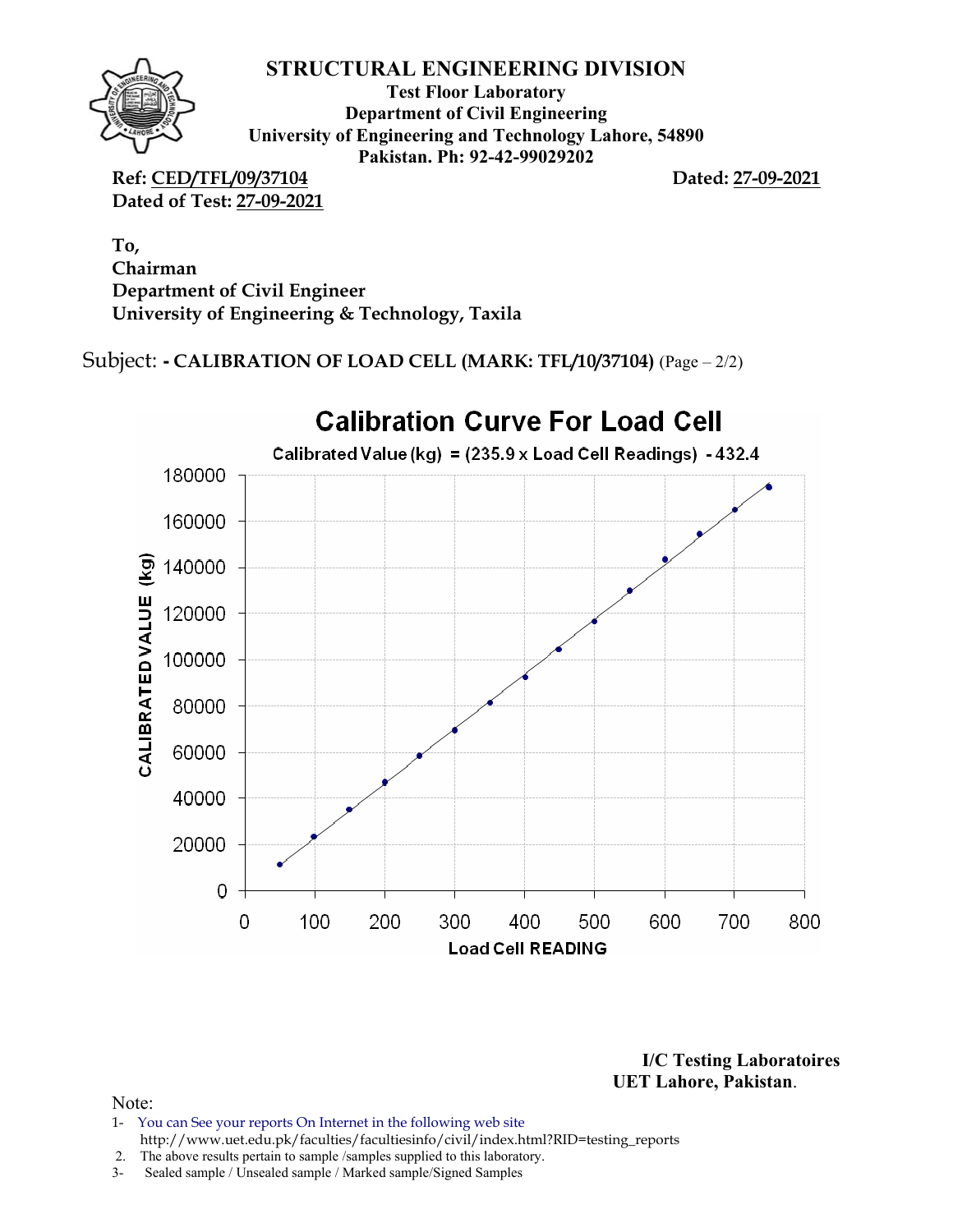# STRUCTURAL ENGINEERING DIVISION

**Test Floor Laboratory**
**Department of Civil Engineering**
**University of Engineering and Technology Lahore, 54890**
**Pakistan. Ph: 92-42-99029202**

**Ref: CED/TFL/09/37104** **Dated: 27-09-2021**
**Dated of Test: 27-09-2021**

**To,**
**Chairman**
**Department of Civil Engineer**
**University of Engineering & Technology, Taxila**

Subject: **- CALIBRATION OF LOAD CELL (MARK: TFL/10/37104)** (Page – 2/2)

**Calibration Curve For Load Cell**

Calibrated Value (kg) = (235.9 x Load Cell Readings) - 432.4

**I/C Testing Laboratoires**
**UET Lahore, Pakistan.**

Note:
1- You can See your reports On Internet in the following web site
http://www.uet.edu.pk/faculties/facultiesinfo/civil/index.html?RID=testing_reports
2. The above results pertain to sample /samples supplied to this laboratory.
3- Sealed sample / Unsealed sample / Marked sample/Signed Samples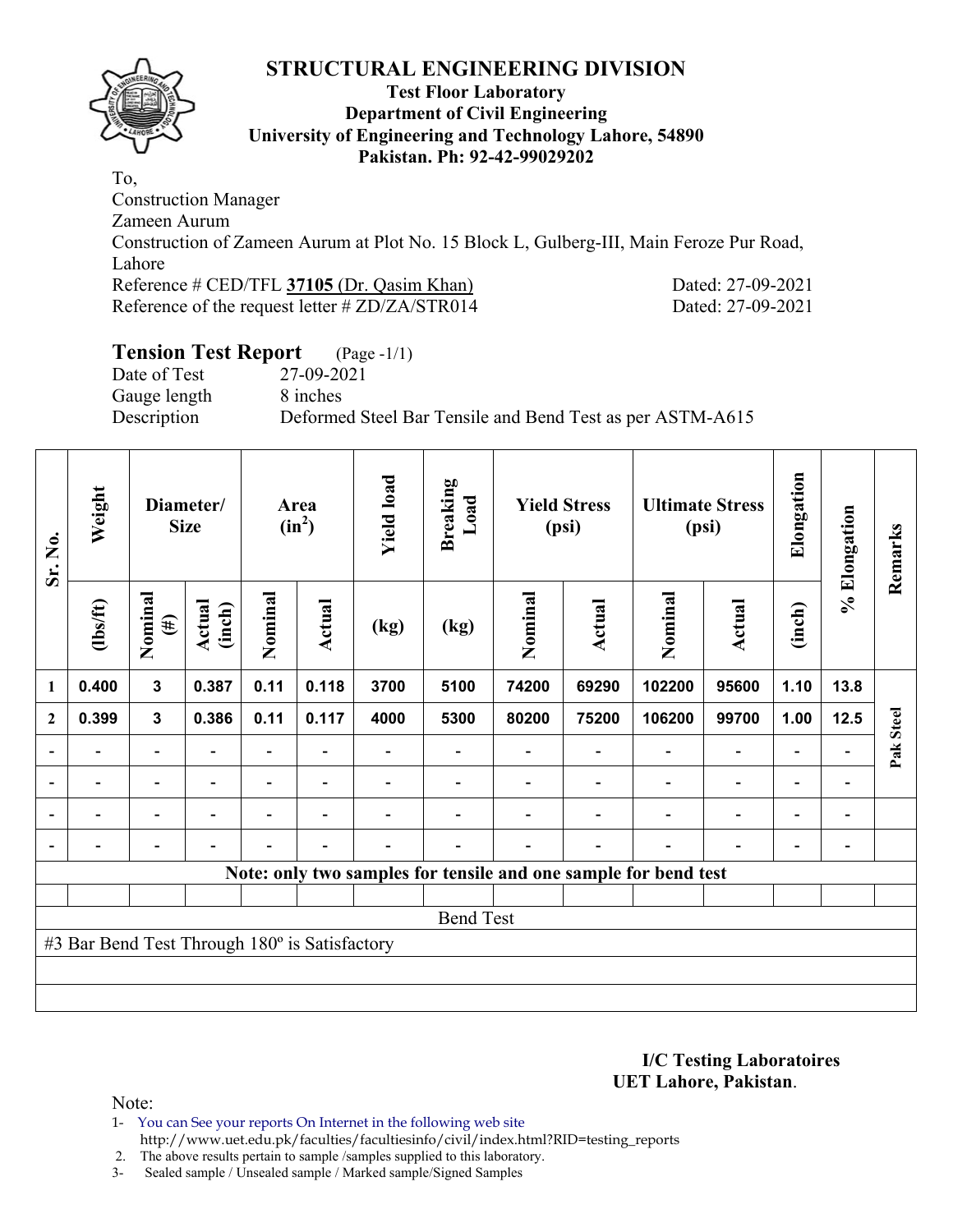# STRUCTURAL ENGINEERING DIVISION

**Test Floor Laboratory**
**Department of Civil Engineering**
**University of Engineering and Technology Lahore, 54890**
**Pakistan. Ph: 92-42-99029202**

To,
Construction Manager
Zameen Aurum
Construction of Zameen Aurum at Plot No. 15 Block L, Gulberg-III, Main Feroze Pur Road, Lahore
Reference # CED/TFL **37105** (Dr. Qasim Khan) Dated: 27-09-2021
Reference of the request letter # ZD/ZA/STR014 Dated: 27-09-2021

## Tension Test Report (Page -1/1)

Date of Test 27-09-2021
Gauge length 8 inches
Description Deformed Steel Bar Tensile and Bend Test as per ASTM-A615

| Sr. No. | Weight | Diameter/ Size | | Area ($in^2$) | | Yield load | Breaking Load | Yield Stress (psi) | | Ultimate Stress (psi) | | Elongation | % Elongation | Remarks |
|---|---|---|---|---|---|---|---|---|---|---|---|---|---|---|
| | (lbs/ft) | Nominal (#) | Actual (inch) | Nominal | Actual | (kg) | (kg) | Nominal | Actual | Nominal | Actual | (inch) | | |
| 1 | 0.400 | 3 | 0.387 | 0.11 | 0.118 | 3700 | 5100 | 74200 | 69290 | 102200 | 95600 | 1.10 | 13.8 | Pak Steel |
| 2 | 0.399 | 3 | 0.386 | 0.11 | 0.117 | 4000 | 5300 | 80200 | 75200 | 106200 | 99700 | 1.00 | 12.5 | |
| - | - | - | - | - | - | - | - | - | - | - | - | - | - | |
| - | - | - | - | - | - | - | - | - | - | - | - | - | - | |
| - | - | - | - | - | - | - | - | - | - | - | - | - | - | |
| - | - | - | - | - | - | - | - | - | - | - | - | - | - | |
| Note: only two samples for tensile and one sample for bend test | | | | | | | | | | | | | | |
| Bend Test | | | | | | | | | | | | | | |
| #3 Bar Bend Test Through 180º is Satisfactory | | | | | | | | | | | | | | |

**I/C Testing Laboratoires**
**UET Lahore, Pakistan**.

Note:
1- You can See your reports On Internet in the following web site
http://www.uet.edu.pk/faculties/facultiesinfo/civil/index.html?RID=testing_reports
2. The above results pertain to sample /samples supplied to this laboratory.
3- Sealed sample / Unsealed sample / Marked sample/Signed Samples